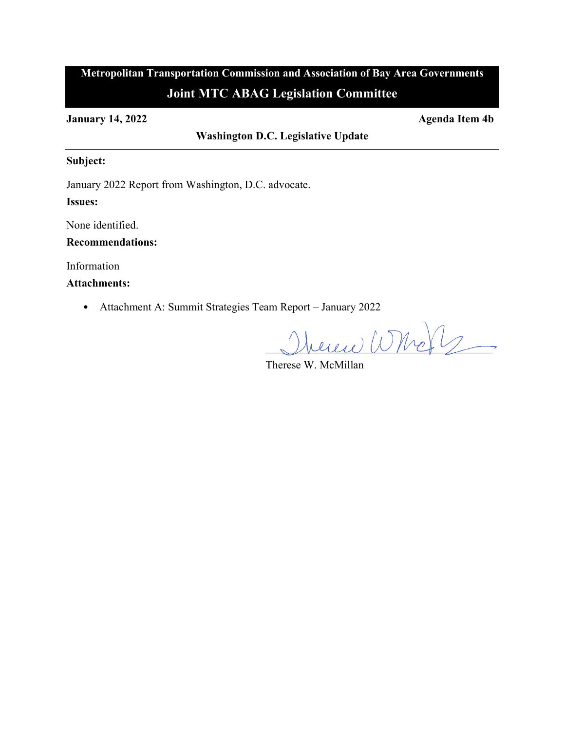**Metropolitan Transportation Commission and Association of Bay Area Governments**

# Joint MTC ABAG Legislation Committee

**January 14, 2022** **Agenda Item 4b**

**Washington D.C. Legislative Update**

---

**Subject:**

January 2022 Report from Washington, D.C. advocate.

**Issues:**

None identified.

**Recommendations:**

Information

**Attachments:**

- Attachment A: Summit Strategies Team Report – January 2022

Therese W. McMillan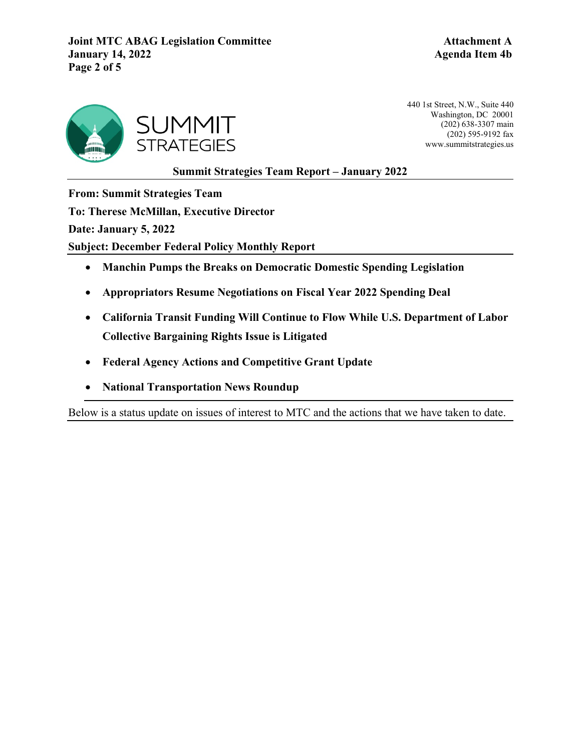SUMMIT STRATEGIES

440 1st Street, N.W., Suite 440
Washington, DC 20001
(202) 638-3307 main
(202) 595-9192 fax
www.summitstrategies.us

## Summit Strategies Team Report – January 2022

**From: Summit Strategies Team**

**To: Therese McMillan, Executive Director**

**Date: January 5, 2022**

**Subject: December Federal Policy Monthly Report**

- **Manchin Pumps the Breaks on Democratic Domestic Spending Legislation**
- **Appropriators Resume Negotiations on Fiscal Year 2022 Spending Deal**
- **California Transit Funding Will Continue to Flow While U.S. Department of Labor Collective Bargaining Rights Issue is Litigated**
- **Federal Agency Actions and Competitive Grant Update**
- **National Transportation News Roundup**

Below is a status update on issues of interest to MTC and the actions that we have taken to date.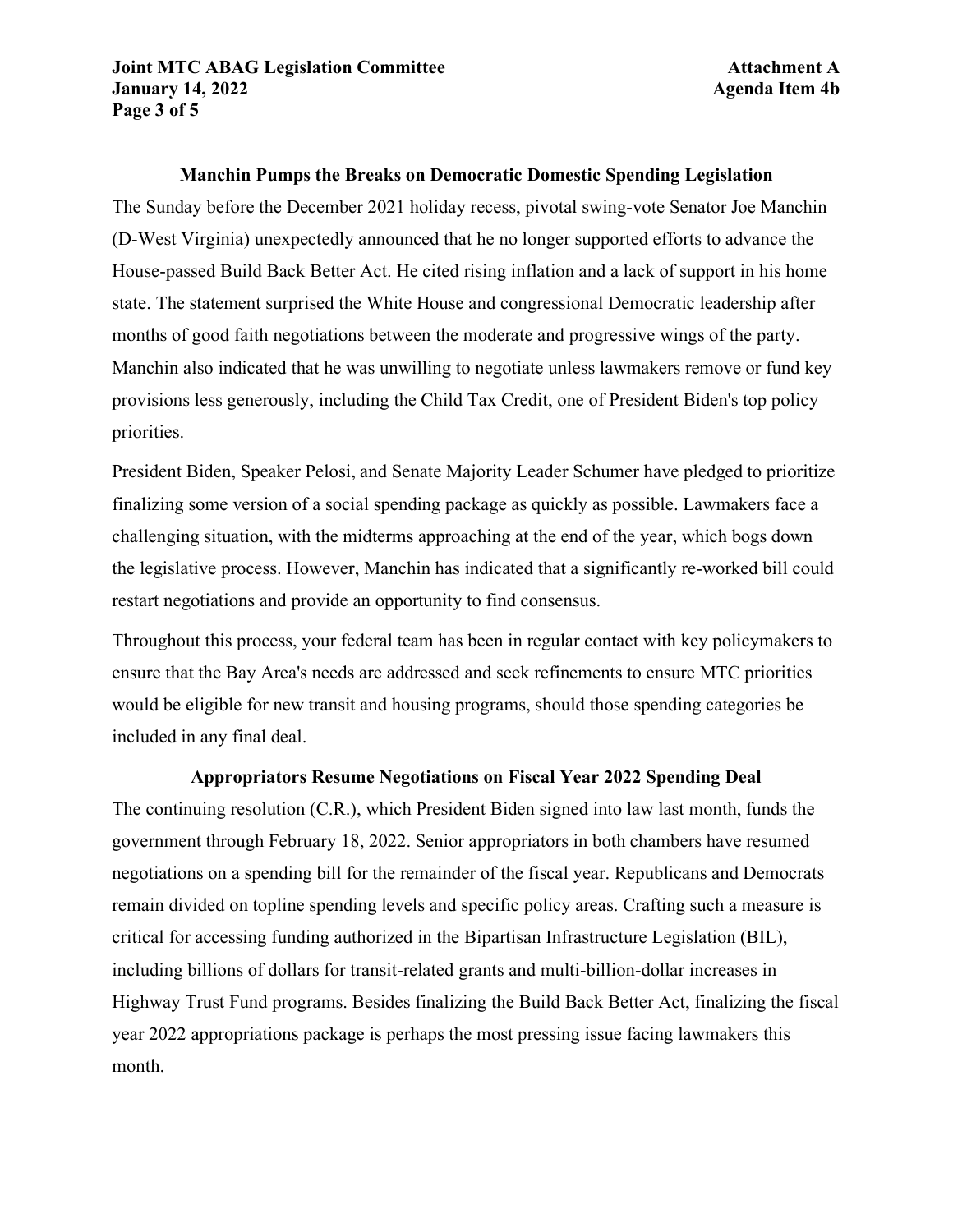## Manchin Pumps the Breaks on Democratic Domestic Spending Legislation

The Sunday before the December 2021 holiday recess, pivotal swing-vote Senator Joe Manchin (D-West Virginia) unexpectedly announced that he no longer supported efforts to advance the House-passed Build Back Better Act. He cited rising inflation and a lack of support in his home state. The statement surprised the White House and congressional Democratic leadership after months of good faith negotiations between the moderate and progressive wings of the party. Manchin also indicated that he was unwilling to negotiate unless lawmakers remove or fund key provisions less generously, including the Child Tax Credit, one of President Biden's top policy priorities.

President Biden, Speaker Pelosi, and Senate Majority Leader Schumer have pledged to prioritize finalizing some version of a social spending package as quickly as possible. Lawmakers face a challenging situation, with the midterms approaching at the end of the year, which bogs down the legislative process. However, Manchin has indicated that a significantly re-worked bill could restart negotiations and provide an opportunity to find consensus.

Throughout this process, your federal team has been in regular contact with key policymakers to ensure that the Bay Area's needs are addressed and seek refinements to ensure MTC priorities would be eligible for new transit and housing programs, should those spending categories be included in any final deal.

## Appropriators Resume Negotiations on Fiscal Year 2022 Spending Deal

The continuing resolution (C.R.), which President Biden signed into law last month, funds the government through February 18, 2022. Senior appropriators in both chambers have resumed negotiations on a spending bill for the remainder of the fiscal year. Republicans and Democrats remain divided on topline spending levels and specific policy areas. Crafting such a measure is critical for accessing funding authorized in the Bipartisan Infrastructure Legislation (BIL), including billions of dollars for transit-related grants and multi-billion-dollar increases in Highway Trust Fund programs. Besides finalizing the Build Back Better Act, finalizing the fiscal year 2022 appropriations package is perhaps the most pressing issue facing lawmakers this month.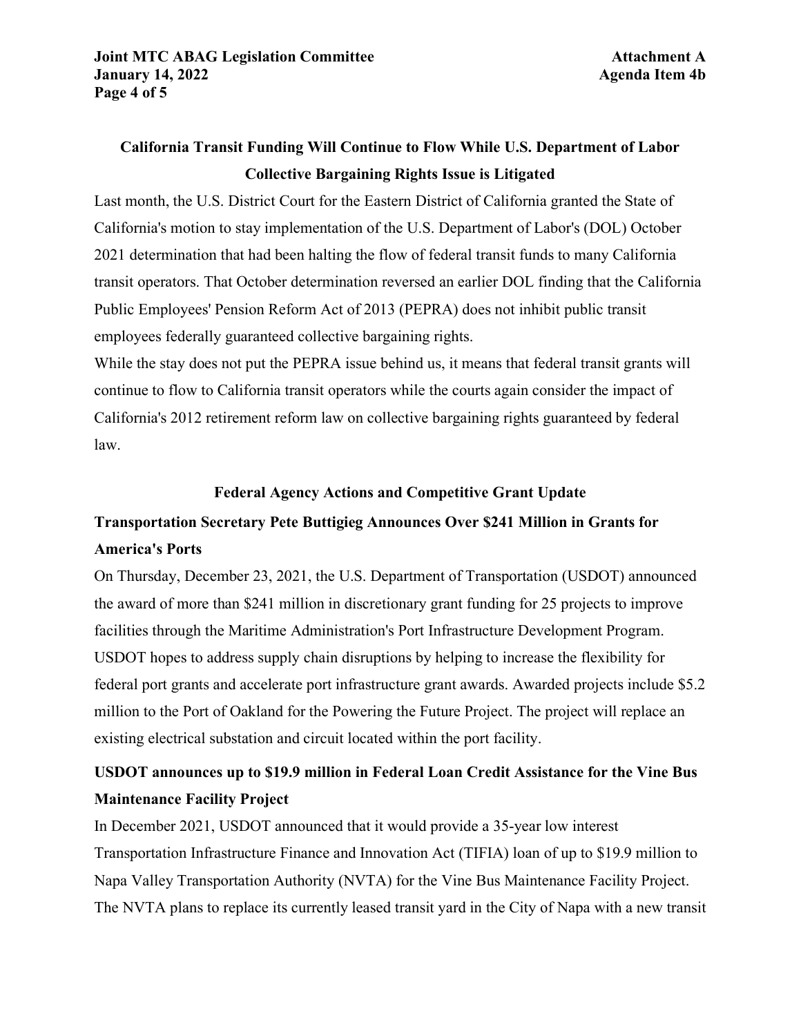## California Transit Funding Will Continue to Flow While U.S. Department of Labor Collective Bargaining Rights Issue is Litigated

Last month, the U.S. District Court for the Eastern District of California granted the State of California's motion to stay implementation of the U.S. Department of Labor's (DOL) October 2021 determination that had been halting the flow of federal transit funds to many California transit operators. That October determination reversed an earlier DOL finding that the California Public Employees' Pension Reform Act of 2013 (PEPRA) does not inhibit public transit employees federally guaranteed collective bargaining rights.

While the stay does not put the PEPRA issue behind us, it means that federal transit grants will continue to flow to California transit operators while the courts again consider the impact of California's 2012 retirement reform law on collective bargaining rights guaranteed by federal law.

## Federal Agency Actions and Competitive Grant Update

### Transportation Secretary Pete Buttigieg Announces Over $241 Million in Grants for America's Ports

On Thursday, December 23, 2021, the U.S. Department of Transportation (USDOT) announced the award of more than $241 million in discretionary grant funding for 25 projects to improve facilities through the Maritime Administration's Port Infrastructure Development Program. USDOT hopes to address supply chain disruptions by helping to increase the flexibility for federal port grants and accelerate port infrastructure grant awards. Awarded projects include $5.2 million to the Port of Oakland for the Powering the Future Project. The project will replace an existing electrical substation and circuit located within the port facility.

### USDOT announces up to $19.9 million in Federal Loan Credit Assistance for the Vine Bus Maintenance Facility Project

In December 2021, USDOT announced that it would provide a 35-year low interest Transportation Infrastructure Finance and Innovation Act (TIFIA) loan of up to $19.9 million to Napa Valley Transportation Authority (NVTA) for the Vine Bus Maintenance Facility Project. The NVTA plans to replace its currently leased transit yard in the City of Napa with a new transit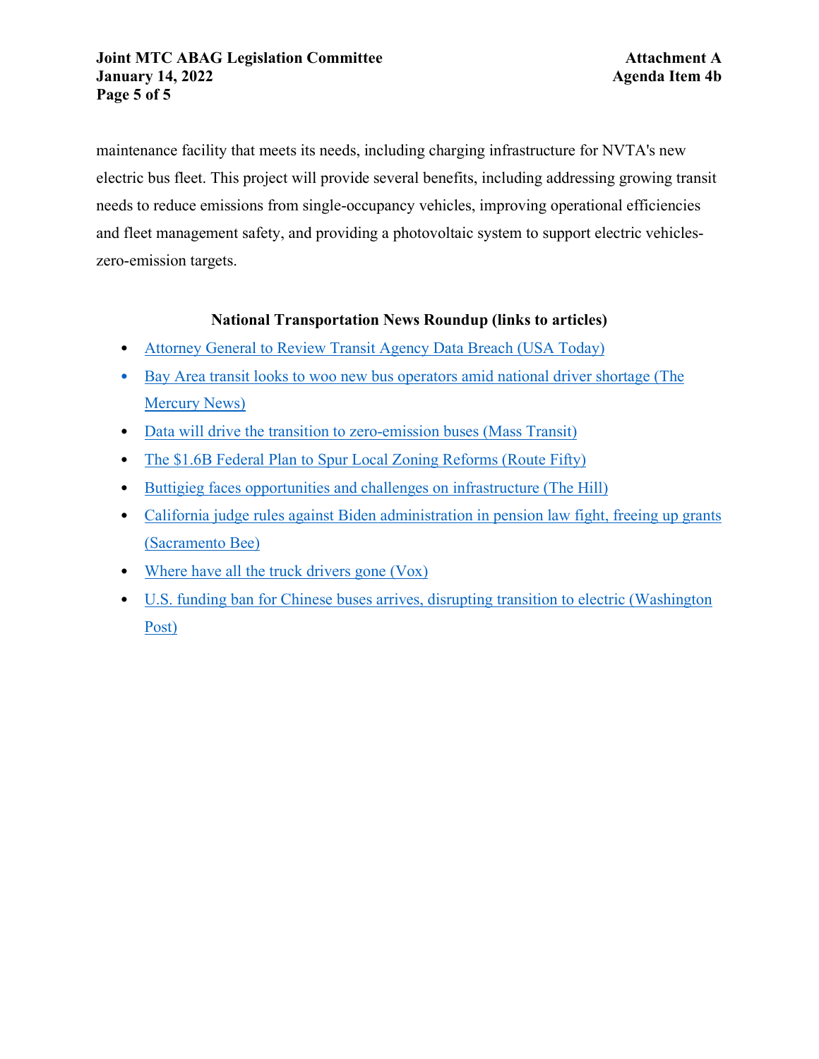maintenance facility that meets its needs, including charging infrastructure for NVTA's new electric bus fleet. This project will provide several benefits, including addressing growing transit needs to reduce emissions from single-occupancy vehicles, improving operational efficiencies and fleet management safety, and providing a photovoltaic system to support electric vehicles-zero-emission targets.

**National Transportation News Roundup (links to articles)**

- Attorney General to Review Transit Agency Data Breach (USA Today)
- Bay Area transit looks to woo new bus operators amid national driver shortage (The Mercury News)
- Data will drive the transition to zero-emission buses (Mass Transit)
- The $1.6B Federal Plan to Spur Local Zoning Reforms (Route Fifty)
- Buttigieg faces opportunities and challenges on infrastructure (The Hill)
- California judge rules against Biden administration in pension law fight, freeing up grants (Sacramento Bee)
- Where have all the truck drivers gone (Vox)
- U.S. funding ban for Chinese buses arrives, disrupting transition to electric (Washington Post)